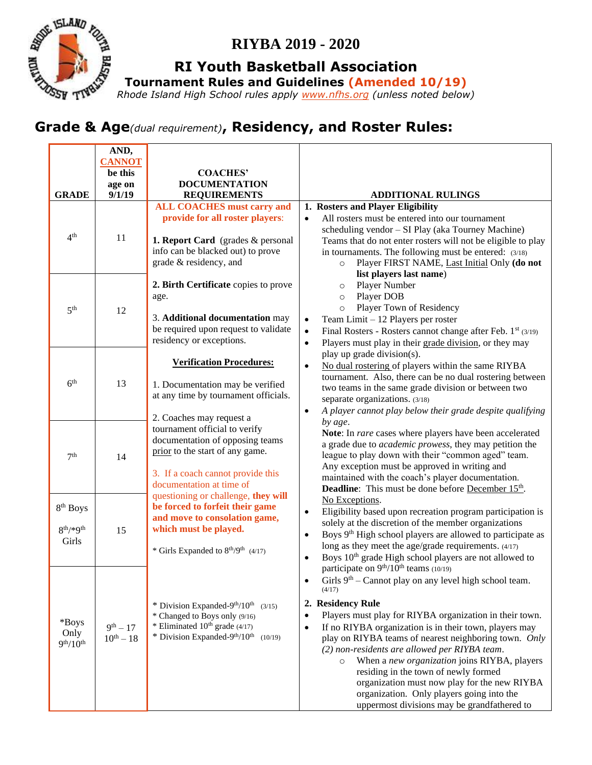# RIYBA 2019 - 2020

## RI Youth Basketball Association

### Tournament Rules and Guidelines (Amended 10/19)

*Rhode Island High School rules apply www.nfhs.org (unless noted below)*

## Grade & Age*(dual requirement)*, Residency, and Roster Rules:

| GRADE | AND, CANNOT be this age on 9/1/19 | COACHES' DOCUMENTATION REQUIREMENTS |
|---|---|---|
| 4th | 11 | **ALL COACHES must carry and provide for all roster players**:<br><br>**1. Report Card** (grades & personal info can be blacked out) to prove grade & residency, and |
| 5th | 12 | **2. Birth Certificate** copies to prove age.<br><br>3. **Additional documentation** may be required upon request to validate residency or exceptions. |
| 6th | 13 | **Verification Procedures:**<br><br>1. Documentation may be verified at any time by tournament officials. |
| 7th | 14 | 2. Coaches may request a tournament official to verify documentation of opposing teams prior to the start of any game.<br><br>3. If a coach cannot provide this documentation at time of questioning or challenge, **they will be forced to forfeit their game and move to consolation game, which must be played.** |
| 8th Boys<br>8th/*9th Girls | 15 | * Girls Expanded to 8th/9th (4/17) |
| *Boys Only 9th/10th | 9th – 17<br>10th – 18 | * Division Expanded-9th/10th (3/15)<br>* Changed to Boys only (9/16)<br>* Eliminated 10th grade (4/17)<br>* Division Expanded-9th/10th (10/19) |

**ADDITIONAL RULINGS**

**1. Rosters and Player Eligibility**

- All rosters must be entered into our tournament scheduling vendor – SI Play (aka Tourney Machine) Teams that do not enter rosters will not be eligible to play in tournaments. The following must be entered: (3/18)
  - Player FIRST NAME, Last Initial Only **(do not list players last name)**
  - Player Number
  - Player DOB
  - Player Town of Residency
- Team Limit – 12 Players per roster
- Final Rosters - Rosters cannot change after Feb. 1st (3/19)
- Players must play in their grade division, or they may play up grade division(s).
- No dual rostering of players within the same RIYBA tournament. Also, there can be no dual rostering between two teams in the same grade division or between two separate organizations. (3/18)
- *A player cannot play below their grade despite qualifying by age*.
  **Note**: In *rare* cases where players have been accelerated a grade due to *academic prowess*, they may petition the league to play down with their "common aged" team. Any exception must be approved in writing and maintained with the coach's player documentation. **Deadline**: This must be done before December 15th. No Exceptions.
- Eligibility based upon recreation program participation is solely at the discretion of the member organizations
- Boys 9th High school players are allowed to participate as long as they meet the age/grade requirements. (4/17)
- Boys 10th grade High school players are not allowed to participate on 9th/10th teams (10/19)
- Girls 9th – Cannot play on any level high school team. (4/17)

**2. Residency Rule**

- Players must play for RIYBA organization in their town.
- If no RIYBA organization is in their town, players may play on RIYBA teams of nearest neighboring town. *Only (2) non-residents are allowed per RIYBA team*.
  - When a *new organization* joins RIYBA, players residing in the town of newly formed organization must now play for the new RIYBA organization. Only players going into the uppermost divisions may be grandfathered to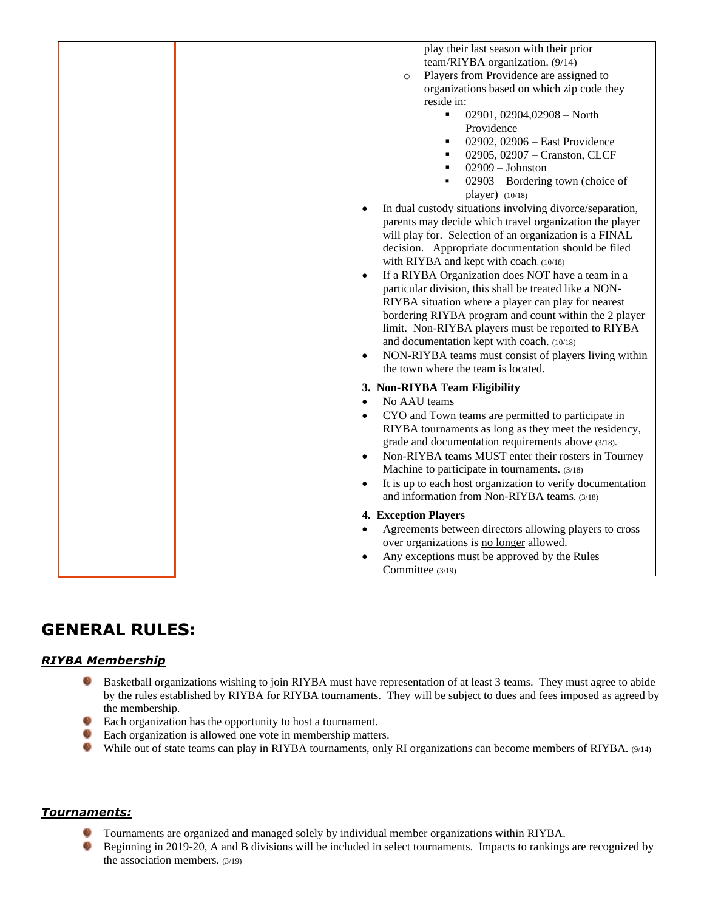| | | | play their last season with their prior team/RIYBA organization. (9/14)<br>- Players from Providence are assigned to organizations based on which zip code they reside in:<br>  - 02901, 02904,02908 – North Providence<br>  - 02902, 02906 – East Providence<br>  - 02905, 02907 – Cranston, CLCF<br>  - 02909 – Johnston<br>  - 02903 – Bordering town (choice of player) (10/18)<br>• In dual custody situations involving divorce/separation, parents may decide which travel organization the player will play for. Selection of an organization is a FINAL decision. Appropriate documentation should be filed with RIYBA and kept with coach. (10/18)<br>• If a RIYBA Organization does NOT have a team in a particular division, this shall be treated like a NON-RIYBA situation where a player can play for nearest bordering RIYBA program and count within the 2 player limit. Non-RIYBA players must be reported to RIYBA and documentation kept with coach. (10/18)<br>• NON-RIYBA teams must consist of players living within the town where the team is located.<br><br>**3. Non-RIYBA Team Eligibility**<br>• No AAU teams<br>• CYO and Town teams are permitted to participate in RIYBA tournaments as long as they meet the residency, grade and documentation requirements above (3/18).<br>• Non-RIYBA teams MUST enter their rosters in Tourney Machine to participate in tournaments. (3/18)<br>• It is up to each host organization to verify documentation and information from Non-RIYBA teams. (3/18)<br><br>**4. Exception Players**<br>• Agreements between directors allowing players to cross over organizations is no longer allowed.<br>• Any exceptions must be approved by the Rules Committee (3/19) |
|---|---|---|---|

## GENERAL RULES:

### *RIYBA Membership*

- Basketball organizations wishing to join RIYBA must have representation of at least 3 teams. They must agree to abide by the rules established by RIYBA for RIYBA tournaments. They will be subject to dues and fees imposed as agreed by the membership.
- Each organization has the opportunity to host a tournament.
- Each organization is allowed one vote in membership matters.
- While out of state teams can play in RIYBA tournaments, only RI organizations can become members of RIYBA. (9/14)

### *Tournaments:*

- Tournaments are organized and managed solely by individual member organizations within RIYBA.
- Beginning in 2019-20, A and B divisions will be included in select tournaments. Impacts to rankings are recognized by the association members. (3/19)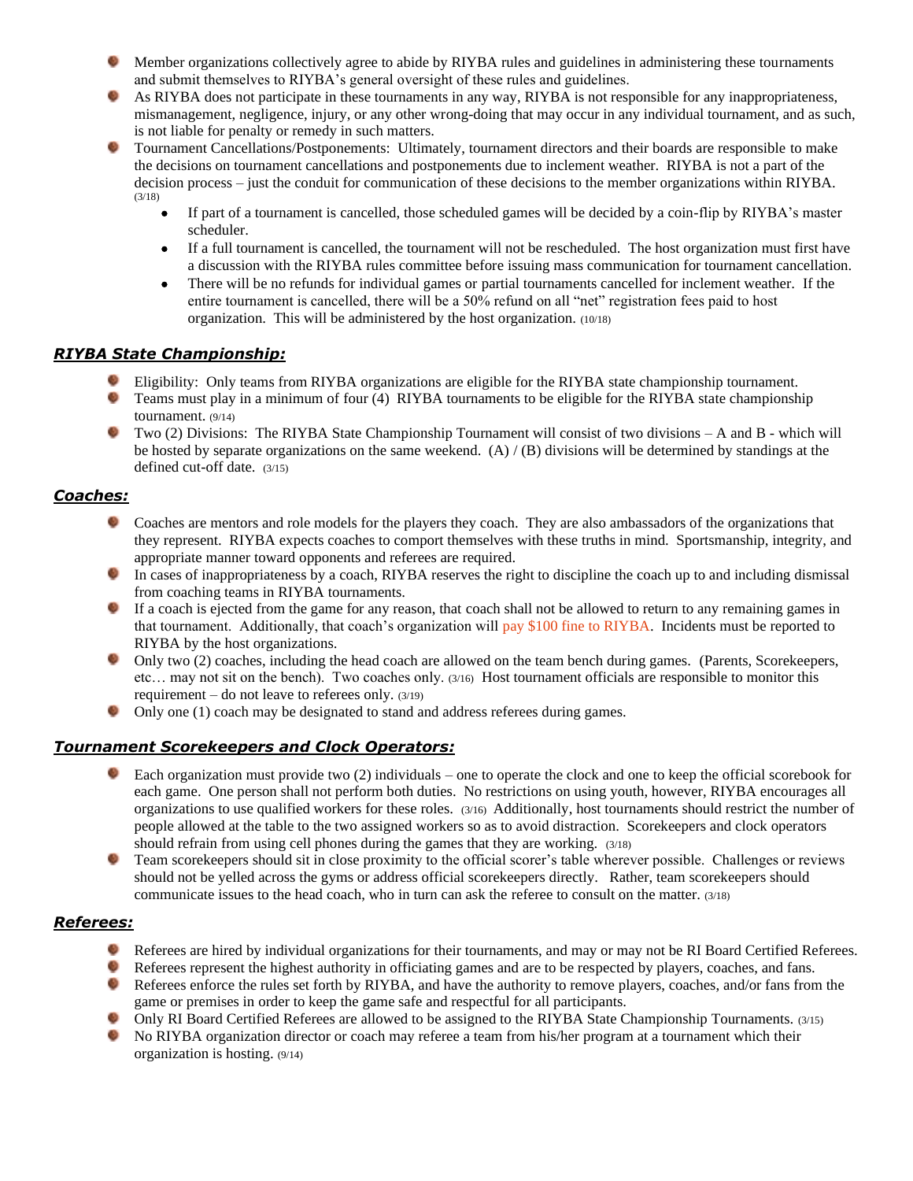- Member organizations collectively agree to abide by RIYBA rules and guidelines in administering these tournaments and submit themselves to RIYBA's general oversight of these rules and guidelines.
- As RIYBA does not participate in these tournaments in any way, RIYBA is not responsible for any inappropriateness, mismanagement, negligence, injury, or any other wrong-doing that may occur in any individual tournament, and as such, is not liable for penalty or remedy in such matters.
- Tournament Cancellations/Postponements: Ultimately, tournament directors and their boards are responsible to make the decisions on tournament cancellations and postponements due to inclement weather. RIYBA is not a part of the decision process – just the conduit for communication of these decisions to the member organizations within RIYBA. (3/18)
  - If part of a tournament is cancelled, those scheduled games will be decided by a coin-flip by RIYBA's master scheduler.
  - If a full tournament is cancelled, the tournament will not be rescheduled. The host organization must first have a discussion with the RIYBA rules committee before issuing mass communication for tournament cancellation.
  - There will be no refunds for individual games or partial tournaments cancelled for inclement weather. If the entire tournament is cancelled, there will be a 50% refund on all "net" registration fees paid to host organization. This will be administered by the host organization. (10/18)

## ***RIYBA State Championship:***

- Eligibility: Only teams from RIYBA organizations are eligible for the RIYBA state championship tournament.
- Teams must play in a minimum of four (4) RIYBA tournaments to be eligible for the RIYBA state championship tournament. (9/14)
- Two (2) Divisions: The RIYBA State Championship Tournament will consist of two divisions – A and B - which will be hosted by separate organizations on the same weekend. (A) / (B) divisions will be determined by standings at the defined cut-off date. (3/15)

## ***Coaches:***

- Coaches are mentors and role models for the players they coach. They are also ambassadors of the organizations that they represent. RIYBA expects coaches to comport themselves with these truths in mind. Sportsmanship, integrity, and appropriate manner toward opponents and referees are required.
- In cases of inappropriateness by a coach, RIYBA reserves the right to discipline the coach up to and including dismissal from coaching teams in RIYBA tournaments.
- If a coach is ejected from the game for any reason, that coach shall not be allowed to return to any remaining games in that tournament. Additionally, that coach's organization will pay $100 fine to RIYBA. Incidents must be reported to RIYBA by the host organizations.
- Only two (2) coaches, including the head coach are allowed on the team bench during games. (Parents, Scorekeepers, etc… may not sit on the bench). Two coaches only. (3/16) Host tournament officials are responsible to monitor this requirement – do not leave to referees only. (3/19)
- Only one (1) coach may be designated to stand and address referees during games.

## ***Tournament Scorekeepers and Clock Operators:***

- Each organization must provide two (2) individuals – one to operate the clock and one to keep the official scorebook for each game. One person shall not perform both duties. No restrictions on using youth, however, RIYBA encourages all organizations to use qualified workers for these roles. (3/16) Additionally, host tournaments should restrict the number of people allowed at the table to the two assigned workers so as to avoid distraction. Scorekeepers and clock operators should refrain from using cell phones during the games that they are working. (3/18)
- Team scorekeepers should sit in close proximity to the official scorer's table wherever possible. Challenges or reviews should not be yelled across the gyms or address official scorekeepers directly. Rather, team scorekeepers should communicate issues to the head coach, who in turn can ask the referee to consult on the matter. (3/18)

## ***Referees:***

- Referees are hired by individual organizations for their tournaments, and may or may not be RI Board Certified Referees.
- Referees represent the highest authority in officiating games and are to be respected by players, coaches, and fans.
- Referees enforce the rules set forth by RIYBA, and have the authority to remove players, coaches, and/or fans from the game or premises in order to keep the game safe and respectful for all participants.
- Only RI Board Certified Referees are allowed to be assigned to the RIYBA State Championship Tournaments. (3/15)
- No RIYBA organization director or coach may referee a team from his/her program at a tournament which their organization is hosting. (9/14)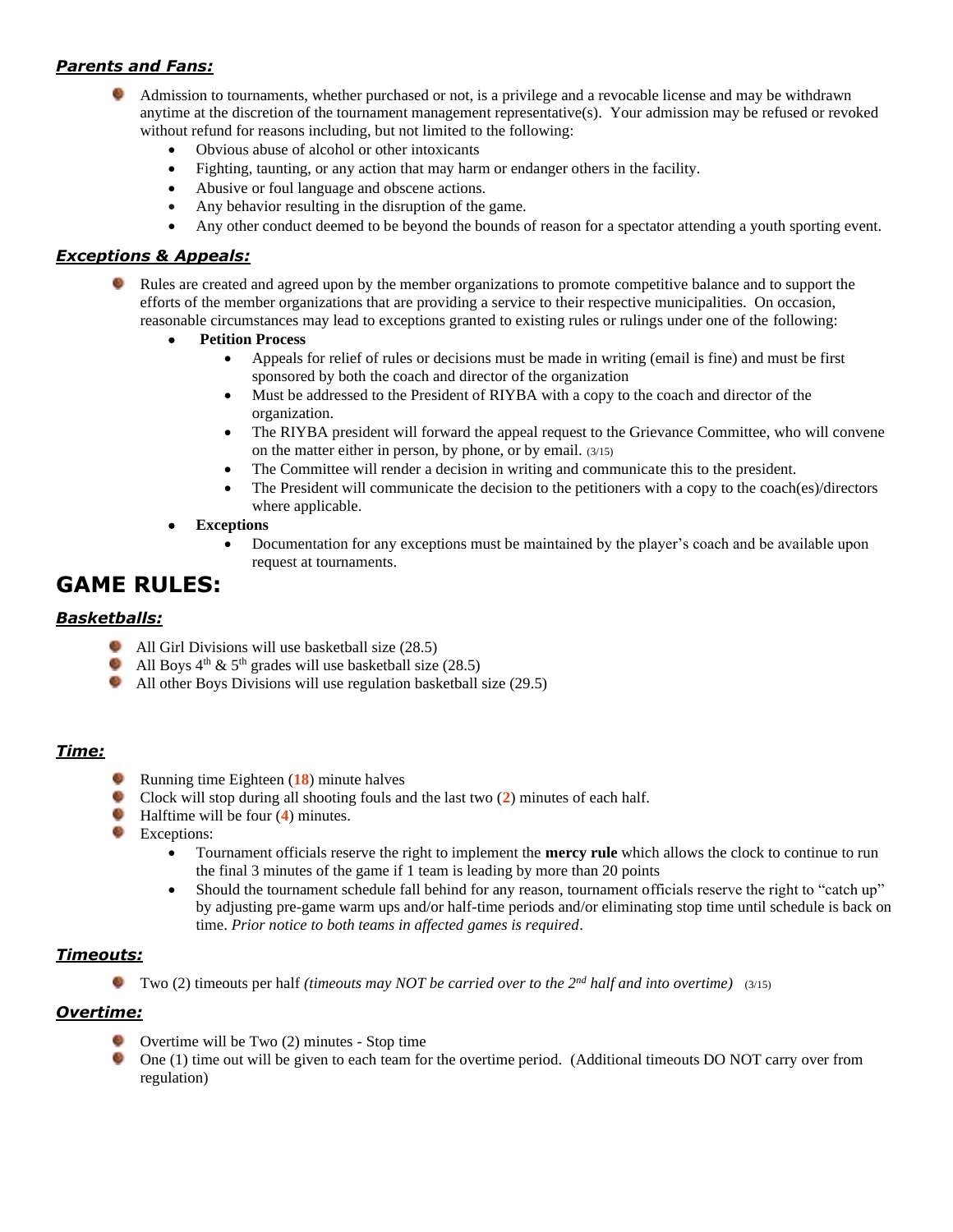### *Parents and Fans:*

- Admission to tournaments, whether purchased or not, is a privilege and a revocable license and may be withdrawn anytime at the discretion of the tournament management representative(s). Your admission may be refused or revoked without refund for reasons including, but not limited to the following:
  - Obvious abuse of alcohol or other intoxicants
  - Fighting, taunting, or any action that may harm or endanger others in the facility.
  - Abusive or foul language and obscene actions.
  - Any behavior resulting in the disruption of the game.
  - Any other conduct deemed to be beyond the bounds of reason for a spectator attending a youth sporting event.

### *Exceptions & Appeals:*

- Rules are created and agreed upon by the member organizations to promote competitive balance and to support the efforts of the member organizations that are providing a service to their respective municipalities. On occasion, reasonable circumstances may lead to exceptions granted to existing rules or rulings under one of the following:
  - **Petition Process**
    - Appeals for relief of rules or decisions must be made in writing (email is fine) and must be first sponsored by both the coach and director of the organization
    - Must be addressed to the President of RIYBA with a copy to the coach and director of the organization.
    - The RIYBA president will forward the appeal request to the Grievance Committee, who will convene on the matter either in person, by phone, or by email. (3/15)
    - The Committee will render a decision in writing and communicate this to the president.
    - The President will communicate the decision to the petitioners with a copy to the coach(es)/directors where applicable.
  - **Exceptions**
    - Documentation for any exceptions must be maintained by the player's coach and be available upon request at tournaments.

## GAME RULES:

### *Basketballs:*

- All Girl Divisions will use basketball size (28.5)
- All Boys 4th & 5th grades will use basketball size (28.5)
- All other Boys Divisions will use regulation basketball size (29.5)

### *Time:*

- Running time Eighteen (**18**) minute halves
- Clock will stop during all shooting fouls and the last two (**2**) minutes of each half.
- Halftime will be four (**4**) minutes.
- Exceptions:
  - Tournament officials reserve the right to implement the **mercy rule** which allows the clock to continue to run the final 3 minutes of the game if 1 team is leading by more than 20 points
  - Should the tournament schedule fall behind for any reason, tournament officials reserve the right to "catch up" by adjusting pre-game warm ups and/or half-time periods and/or eliminating stop time until schedule is back on time. *Prior notice to both teams in affected games is required*.

### *Timeouts:*

- Two (2) timeouts per half *(timeouts may NOT be carried over to the 2nd half and into overtime)* (3/15)

### *Overtime:*

- Overtime will be Two (2) minutes - Stop time
- One (1) time out will be given to each team for the overtime period. (Additional timeouts DO NOT carry over from regulation)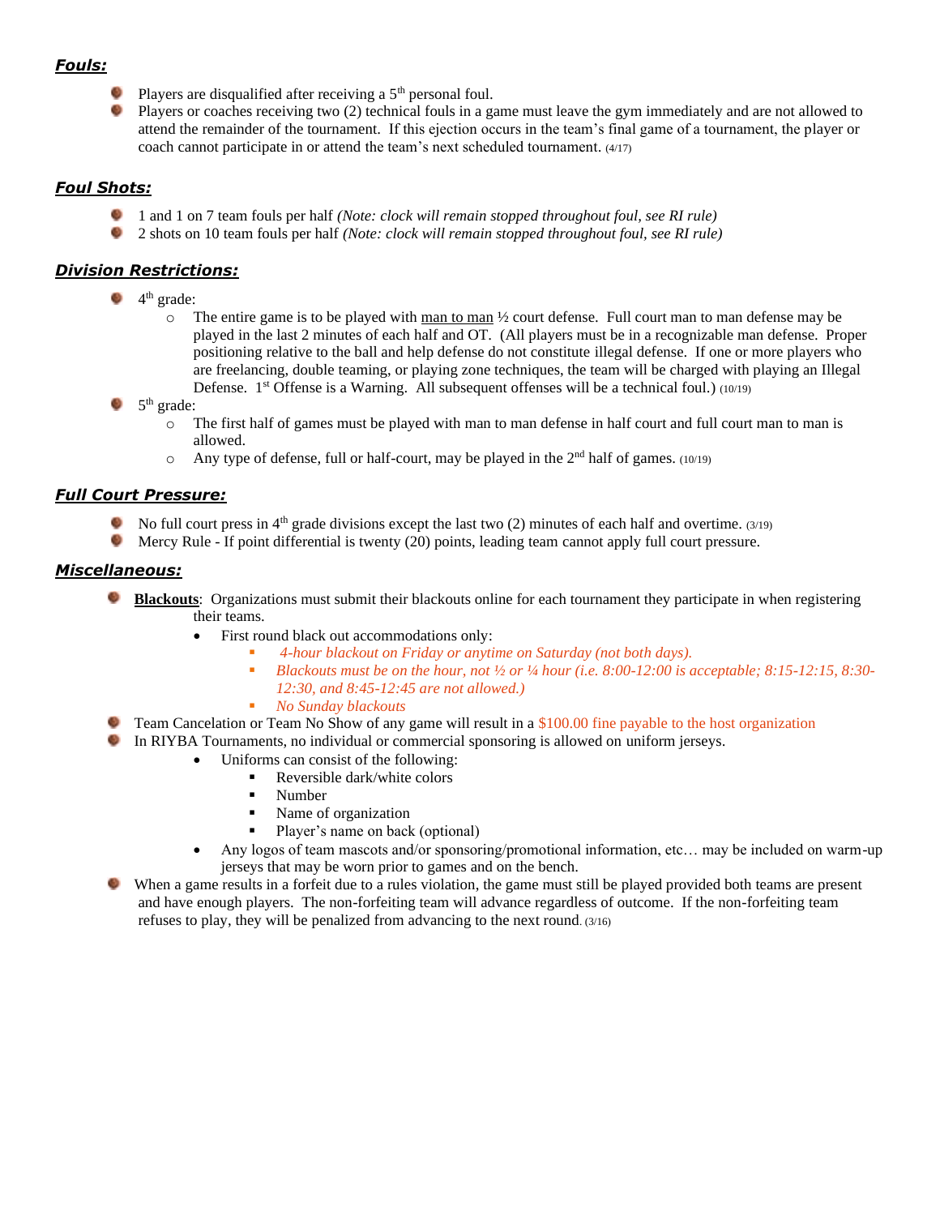### ***Fouls:***

- Players are disqualified after receiving a 5th personal foul.
- Players or coaches receiving two (2) technical fouls in a game must leave the gym immediately and are not allowed to attend the remainder of the tournament. If this ejection occurs in the team's final game of a tournament, the player or coach cannot participate in or attend the team's next scheduled tournament. (4/17)

### ***Foul Shots:***

- 1 and 1 on 7 team fouls per half *(Note: clock will remain stopped throughout foul, see RI rule)*
- 2 shots on 10 team fouls per half *(Note: clock will remain stopped throughout foul, see RI rule)*

### ***Division Restrictions:***

- 4th grade:
  - The entire game is to be played with man to man ½ court defense. Full court man to man defense may be played in the last 2 minutes of each half and OT. (All players must be in a recognizable man defense. Proper positioning relative to the ball and help defense do not constitute illegal defense. If one or more players who are freelancing, double teaming, or playing zone techniques, the team will be charged with playing an Illegal Defense. 1st Offense is a Warning. All subsequent offenses will be a technical foul.) (10/19)
- 5th grade:
  - The first half of games must be played with man to man defense in half court and full court man to man is allowed.
  - Any type of defense, full or half-court, may be played in the 2nd half of games. (10/19)

### ***Full Court Pressure:***

- No full court press in 4th grade divisions except the last two (2) minutes of each half and overtime. (3/19)
- Mercy Rule - If point differential is twenty (20) points, leading team cannot apply full court pressure.

### ***Miscellaneous:***

- **Blackouts**: Organizations must submit their blackouts online for each tournament they participate in when registering their teams.
  - First round black out accommodations only:
    - *4-hour blackout on Friday or anytime on Saturday (not both days).*
    - *Blackouts must be on the hour, not ½ or ¼ hour (i.e. 8:00-12:00 is acceptable; 8:15-12:15, 8:30-12:30, and 8:45-12:45 are not allowed.)*
    - *No Sunday blackouts*
- Team Cancelation or Team No Show of any game will result in a $100.00 fine payable to the host organization
- In RIYBA Tournaments, no individual or commercial sponsoring is allowed on uniform jerseys.
  - Uniforms can consist of the following:
    - Reversible dark/white colors
    - Number
    - Name of organization
    - Player's name on back (optional)
  - Any logos of team mascots and/or sponsoring/promotional information, etc… may be included on warm-up jerseys that may be worn prior to games and on the bench.
- When a game results in a forfeit due to a rules violation, the game must still be played provided both teams are present and have enough players. The non-forfeiting team will advance regardless of outcome. If the non-forfeiting team refuses to play, they will be penalized from advancing to the next round. (3/16)